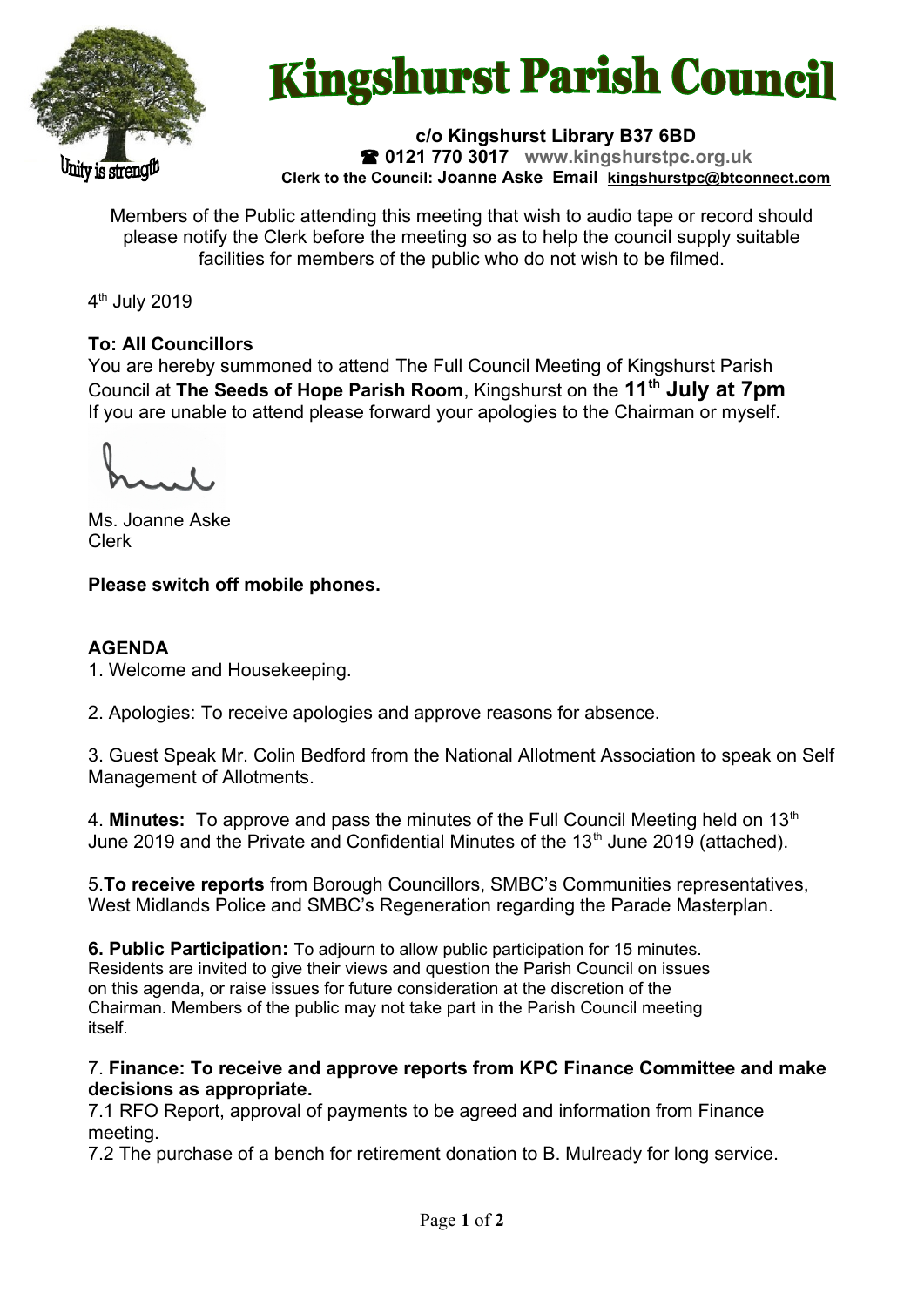# Kingshurst Parish Council

Unity is strength

**c/o Kingshurst Library B37 6BD**
**☎ 0121 770 3017** **www.kingshurstpc.org.uk**
**Clerk to the Council: Joanne Aske Email kingshurstpc@btconnect.com**

Members of the Public attending this meeting that wish to audio tape or record should please notify the Clerk before the meeting so as to help the council supply suitable facilities for members of the public who do not wish to be filmed.

4th July 2019

**To: All Councillors**
You are hereby summoned to attend The Full Council Meeting of Kingshurst Parish Council at **The Seeds of Hope Parish Room**, Kingshurst on the **11th July at 7pm**
If you are unable to attend please forward your apologies to the Chairman or myself.

Ms. Joanne Aske
Clerk

**Please switch off mobile phones.**

**AGENDA**

1. Welcome and Housekeeping.

2. Apologies: To receive apologies and approve reasons for absence.

3. Guest Speak Mr. Colin Bedford from the National Allotment Association to speak on Self Management of Allotments.

4. **Minutes:** To approve and pass the minutes of the Full Council Meeting held on 13th June 2019 and the Private and Confidential Minutes of the 13th June 2019 (attached).

5. **To receive reports** from Borough Councillors, SMBC's Communities representatives, West Midlands Police and SMBC's Regeneration regarding the Parade Masterplan.

**6. Public Participation:** To adjourn to allow public participation for 15 minutes. Residents are invited to give their views and question the Parish Council on issues on this agenda, or raise issues for future consideration at the discretion of the Chairman. Members of the public may not take part in the Parish Council meeting itself.

7. **Finance: To receive and approve reports from KPC Finance Committee and make decisions as appropriate.**

7.1 RFO Report, approval of payments to be agreed and information from Finance meeting.

7.2 The purchase of a bench for retirement donation to B. Mulready for long service.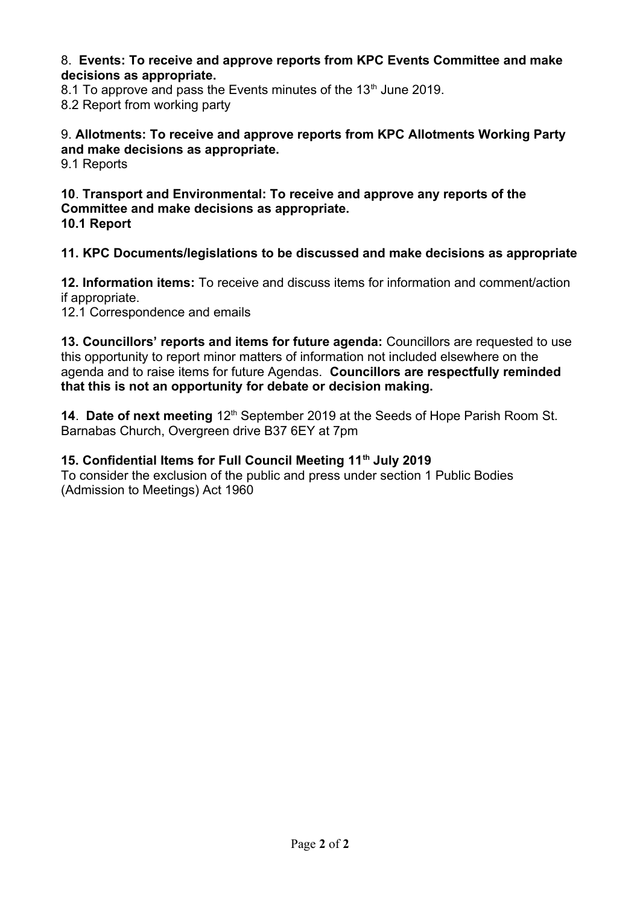8. **Events: To receive and approve reports from KPC Events Committee and make decisions as appropriate.**

8.1 To approve and pass the Events minutes of the 13th June 2019.

8.2 Report from working party

9. **Allotments: To receive and approve reports from KPC Allotments Working Party and make decisions as appropriate.**

9.1 Reports

**10**. **Transport and Environmental: To receive and approve any reports of the Committee and make decisions as appropriate.**

**10.1 Report**

**11. KPC Documents/legislations to be discussed and make decisions as appropriate**

**12. Information items:** To receive and discuss items for information and comment/action if appropriate.

12.1 Correspondence and emails

**13. Councillors' reports and items for future agenda:** Councillors are requested to use this opportunity to report minor matters of information not included elsewhere on the agenda and to raise items for future Agendas. **Councillors are respectfully reminded that this is not an opportunity for debate or decision making.**

**14**. **Date of next meeting** 12th September 2019 at the Seeds of Hope Parish Room St. Barnabas Church, Overgreen drive B37 6EY at 7pm

**15. Confidential Items for Full Council Meeting 11th July 2019**

To consider the exclusion of the public and press under section 1 Public Bodies (Admission to Meetings) Act 1960